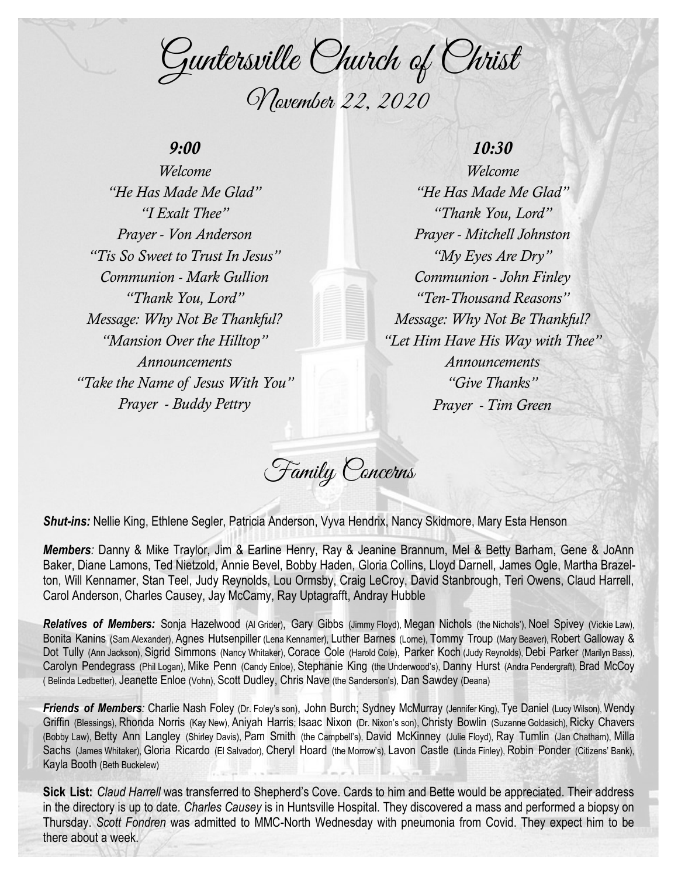# Guntersville Church of Christ

## November 22, 2020

### *9:00*

*Welcome*
*"He Has Made Me Glad"*
*"I Exalt Thee"*
*Prayer - Von Anderson*
*"Tis So Sweet to Trust In Jesus"*
*Communion - Mark Gullion*
*"Thank You, Lord"*
*Message: Why Not Be Thankful?*
*"Mansion Over the Hilltop"*
*Announcements*
*"Take the Name of Jesus With You"*
*Prayer - Buddy Pettry*

### *10:30*

*Welcome*
*"He Has Made Me Glad"*
*"Thank You, Lord"*
*Prayer - Mitchell Johnston*
*"My Eyes Are Dry"*
*Communion - John Finley*
*"Ten-Thousand Reasons"*
*Message: Why Not Be Thankful?*
*"Let Him Have His Way with Thee"*
*Announcements*
*"Give Thanks"*
*Prayer - Tim Green*

## Family Concerns

***Shut-ins:*** Nellie King, Ethlene Segler, Patricia Anderson, Vyva Hendrix, Nancy Skidmore, Mary Esta Henson

***Members**:* Danny & Mike Traylor, Jim & Earline Henry, Ray & Jeanine Brannum, Mel & Betty Barham, Gene & JoAnn Baker, Diane Lamons, Ted Nietzold, Annie Bevel, Bobby Haden, Gloria Collins, Lloyd Darnell, James Ogle, Martha Brazelton, Will Kennamer, Stan Teel, Judy Reynolds, Lou Ormsby, Craig LeCroy, David Stanbrough, Teri Owens, Claud Harrell, Carol Anderson, Charles Causey, Jay McCamy, Ray Uptagrafft, Andray Hubble

***Relatives of Members:*** Sonja Hazelwood (Al Grider), Gary Gibbs (Jimmy Floyd), Megan Nichols (the Nichols'), Noel Spivey (Vickie Law), Bonita Kanins (Sam Alexander), Agnes Hutsenpiller (Lena Kennamer), Luther Barnes (Lorne), Tommy Troup (Mary Beaver), Robert Galloway & Dot Tully (Ann Jackson), Sigrid Simmons (Nancy Whitaker), Corace Cole (Harold Cole), Parker Koch (Judy Reynolds), Debi Parker (Marilyn Bass), Carolyn Pendegrass (Phil Logan), Mike Penn (Candy Enloe), Stephanie King (the Underwood's), Danny Hurst (Andra Pendergraft), Brad McCoy ( Belinda Ledbetter), Jeanette Enloe (Vohn), Scott Dudley, Chris Nave (the Sanderson's), Dan Sawdey (Deana)

***Friends of Members**:* Charlie Nash Foley (Dr. Foley's son), John Burch; Sydney McMurray (Jennifer King), Tye Daniel (Lucy Wilson), Wendy Griffin (Blessings), Rhonda Norris (Kay New), Aniyah Harris; Isaac Nixon (Dr. Nixon's son), Christy Bowlin (Suzanne Goldasich), Ricky Chavers (Bobby Law), Betty Ann Langley (Shirley Davis), Pam Smith (the Campbell's), David McKinney (Julie Floyd), Ray Tumlin (Jan Chatham), Milla Sachs (James Whitaker), Gloria Ricardo (El Salvador), Cheryl Hoard (the Morrow's), Lavon Castle (Linda Finley), Robin Ponder (Citizens' Bank), Kayla Booth (Beth Buckelew)

**Sick List:** *Claud Harrell* was transferred to Shepherd's Cove. Cards to him and Bette would be appreciated. Their address in the directory is up to date. *Charles Causey* is in Huntsville Hospital. They discovered a mass and performed a biopsy on Thursday. *Scott Fondren* was admitted to MMC-North Wednesday with pneumonia from Covid. They expect him to be there about a week.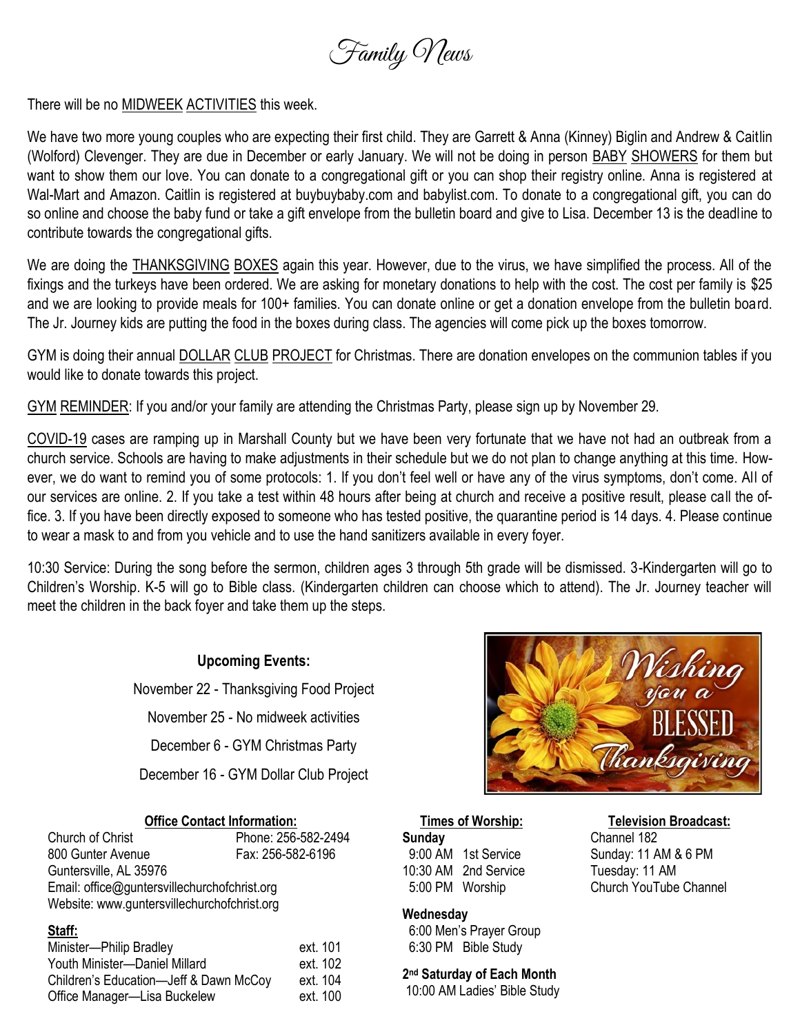# Family News

There will be no MIDWEEK ACTIVITIES this week.

We have two more young couples who are expecting their first child. They are Garrett & Anna (Kinney) Biglin and Andrew & Caitlin (Wolford) Clevenger. They are due in December or early January. We will not be doing in person BABY SHOWERS for them but want to show them our love. You can donate to a congregational gift or you can shop their registry online. Anna is registered at Wal-Mart and Amazon. Caitlin is registered at buybuybaby.com and babylist.com. To donate to a congregational gift, you can do so online and choose the baby fund or take a gift envelope from the bulletin board and give to Lisa. December 13 is the deadline to contribute towards the congregational gifts.

We are doing the THANKSGIVING BOXES again this year. However, due to the virus, we have simplified the process. All of the fixings and the turkeys have been ordered. We are asking for monetary donations to help with the cost. The cost per family is $25 and we are looking to provide meals for 100+ families. You can donate online or get a donation envelope from the bulletin board. The Jr. Journey kids are putting the food in the boxes during class. The agencies will come pick up the boxes tomorrow.

GYM is doing their annual DOLLAR CLUB PROJECT for Christmas. There are donation envelopes on the communion tables if you would like to donate towards this project.

GYM REMINDER: If you and/or your family are attending the Christmas Party, please sign up by November 29.

COVID-19 cases are ramping up in Marshall County but we have been very fortunate that we have not had an outbreak from a church service. Schools are having to make adjustments in their schedule but we do not plan to change anything at this time. However, we do want to remind you of some protocols: 1. If you don't feel well or have any of the virus symptoms, don't come. All of our services are online. 2. If you take a test within 48 hours after being at church and receive a positive result, please call the office. 3. If you have been directly exposed to someone who has tested positive, the quarantine period is 14 days. 4. Please continue to wear a mask to and from you vehicle and to use the hand sanitizers available in every foyer.

10:30 Service: During the song before the sermon, children ages 3 through 5th grade will be dismissed. 3-Kindergarten will go to Children's Worship. K-5 will go to Bible class. (Kindergarten children can choose which to attend). The Jr. Journey teacher will meet the children in the back foyer and take them up the steps.

**Upcoming Events:**

November 22 - Thanksgiving Food Project

November 25 - No midweek activities

December 6 - GYM Christmas Party

December 16 - GYM Dollar Club Project

Wishing you a BLESSED Thanksgiving

**Office Contact Information:**

Church of Christ
800 Gunter Avenue
Guntersville, AL 35976
Phone: 256-582-2494
Fax: 256-582-6196
Email: office@guntersvillechurchofchrist.org
Website: www.guntersvillechurchofchrist.org

**Staff:**

| | |
|---|---|
| Minister—Philip Bradley | ext. 101 |
| Youth Minister—Daniel Millard | ext. 102 |
| Children's Education—Jeff & Dawn McCoy | ext. 104 |
| Office Manager—Lisa Buckelew | ext. 100 |

**Times of Worship:**

**Sunday**
9:00 AM 1st Service
10:30 AM 2nd Service
5:00 PM Worship

**Wednesday**
6:00 Men's Prayer Group
6:30 PM Bible Study

**2nd Saturday of Each Month**
10:00 AM Ladies' Bible Study

**Television Broadcast:**

Channel 182
Sunday: 11 AM & 6 PM
Tuesday: 11 AM
Church YouTube Channel